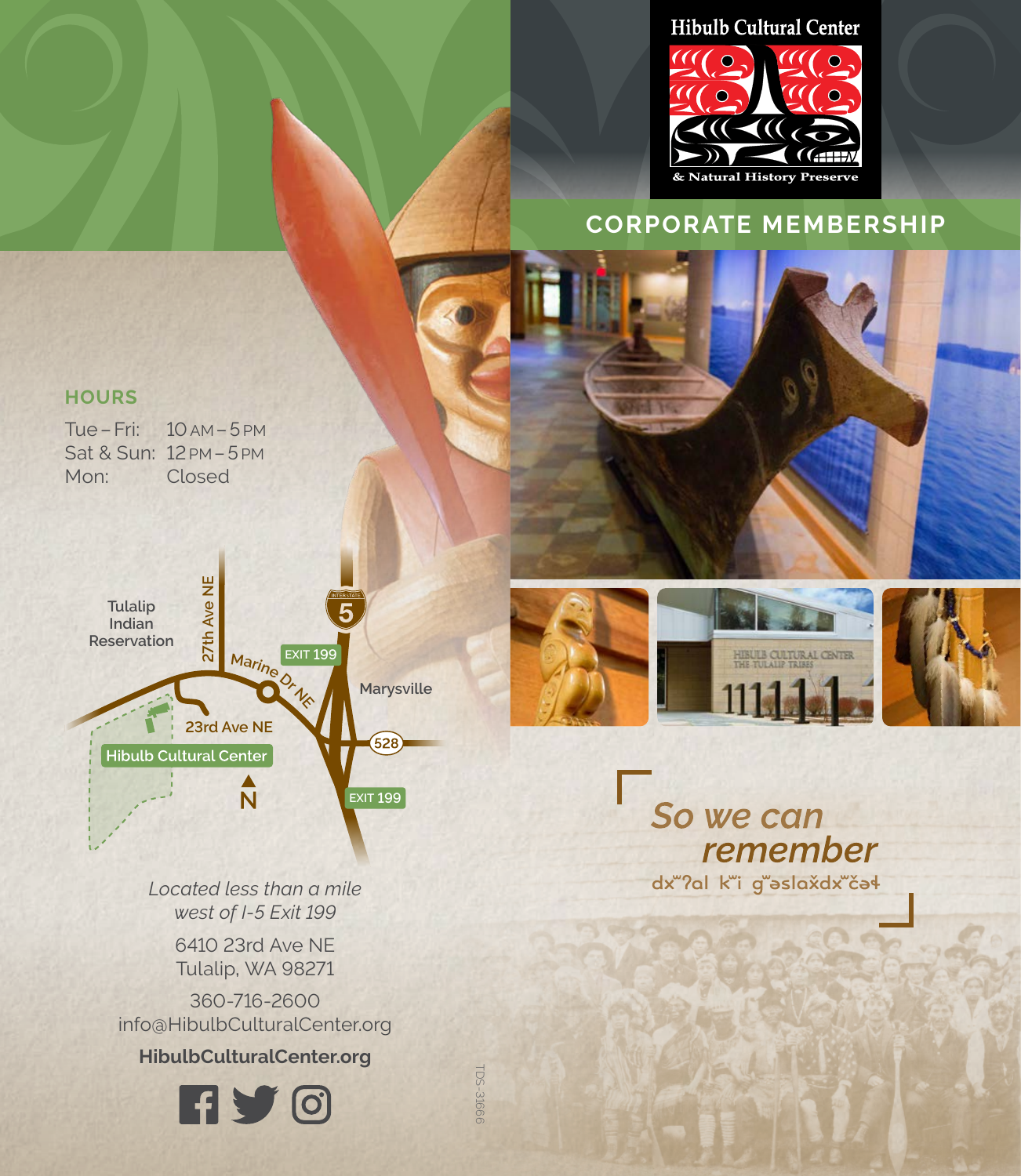# Hibulb Cultural Center

& Natural History Preserve

## CORPORATE MEMBERSHIP

*So we can remember*

dxʷʔal kʷi gʷəslax̌dxʷčəɬ

### HOURS

Tue – Fri: 10 AM – 5 PM
Sat & Sun: 12 PM – 5 PM
Mon: Closed

Tulalip Indian Reservation
27th Ave NE
Marine Dr NE
EXIT 199
5
Marysville
23rd Ave NE
528
Hibulb Cultural Center
N
EXIT 199

*Located less than a mile west of I-5 Exit 199*

6410 23rd Ave NE
Tulalip, WA 98271

360-716-2600
info@HibulbCulturalCenter.org

**HibulbCulturalCenter.org**

TDS-31666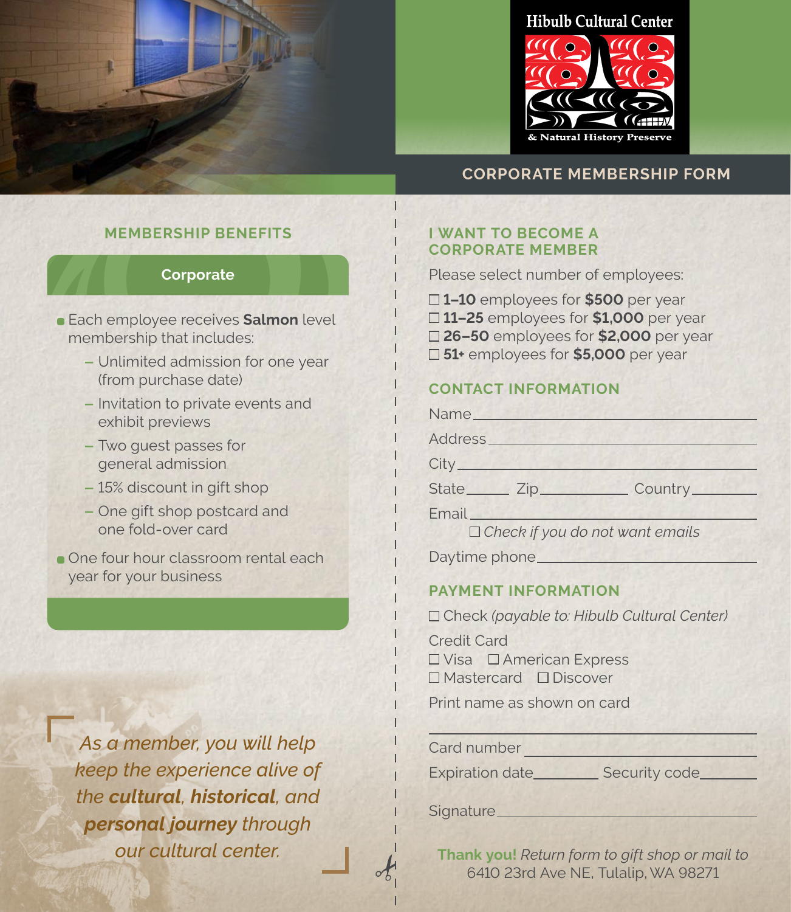Hibulb Cultural Center

& Natural History Preserve

## CORPORATE MEMBERSHIP FORM

## MEMBERSHIP BENEFITS

### Corporate

- Each employee receives **Salmon** level membership that includes:
  - Unlimited admission for one year (from purchase date)
  - Invitation to private events and exhibit previews
  - Two guest passes for general admission
  - 15% discount in gift shop
  - One gift shop postcard and one fold-over card
- One four hour classroom rental each year for your business

*As a member, you will help keep the experience alive of the **cultural**, **historical**, and **personal journey** through our cultural center.*

## I WANT TO BECOME A CORPORATE MEMBER

Please select number of employees:

☐ **1–10** employees for **$500** per year
☐ **11–25** employees for **$1,000** per year
☐ **26–50** employees for **$2,000** per year
☐ **51+** employees for **$5,000** per year

## CONTACT INFORMATION

Name\_\_\_\_\_\_\_\_\_\_\_\_\_\_\_\_\_\_\_\_\_\_\_\_\_\_\_\_\_\_\_\_

Address\_\_\_\_\_\_\_\_\_\_\_\_\_\_\_\_\_\_\_\_\_\_\_\_\_\_\_\_\_\_

City\_\_\_\_\_\_\_\_\_\_\_\_\_\_\_\_\_\_\_\_\_\_\_\_\_\_\_\_\_\_\_\_\_

State\_\_\_\_\_\_ Zip\_\_\_\_\_\_\_\_\_\_ Country\_\_\_\_\_\_\_\_

Email\_\_\_\_\_\_\_\_\_\_\_\_\_\_\_\_\_\_\_\_\_\_\_\_\_\_\_\_\_\_\_\_

☐ *Check if you do not want emails*

Daytime phone\_\_\_\_\_\_\_\_\_\_\_\_\_\_\_\_\_\_\_\_\_\_\_\_\_

## PAYMENT INFORMATION

☐ Check *(payable to: Hibulb Cultural Center)*

Credit Card

☐ Visa ☐ American Express
☐ Mastercard ☐ Discover

Print name as shown on card

\_\_\_\_\_\_\_\_\_\_\_\_\_\_\_\_\_\_\_\_\_\_\_\_\_\_\_\_\_\_\_\_\_\_\_\_\_\_

Card number\_\_\_\_\_\_\_\_\_\_\_\_\_\_\_\_\_\_\_\_\_\_\_\_\_\_\_

Expiration date\_\_\_\_\_\_\_\_ Security code\_\_\_\_\_\_\_

Signature\_\_\_\_\_\_\_\_\_\_\_\_\_\_\_\_\_\_\_\_\_\_\_\_\_\_\_\_\_

**Thank you!** *Return form to gift shop or mail to*
6410 23rd Ave NE, Tulalip, WA 98271